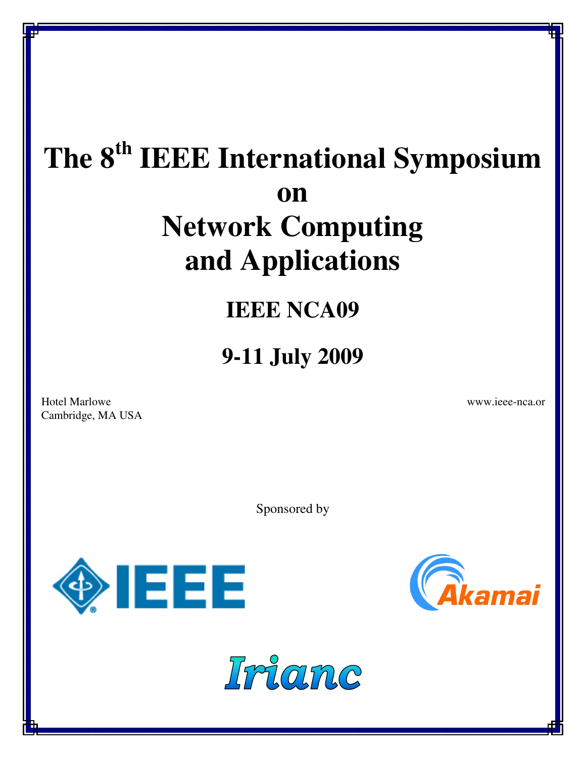# The 8$^{th}$ IEEE International Symposium on Network Computing and Applications

## IEEE NCA09

## 9-11 July 2009

Hotel Marlowe
Cambridge, MA USA

www.ieee-nca.or

Sponsored by

IEEE

Akamai

Irianc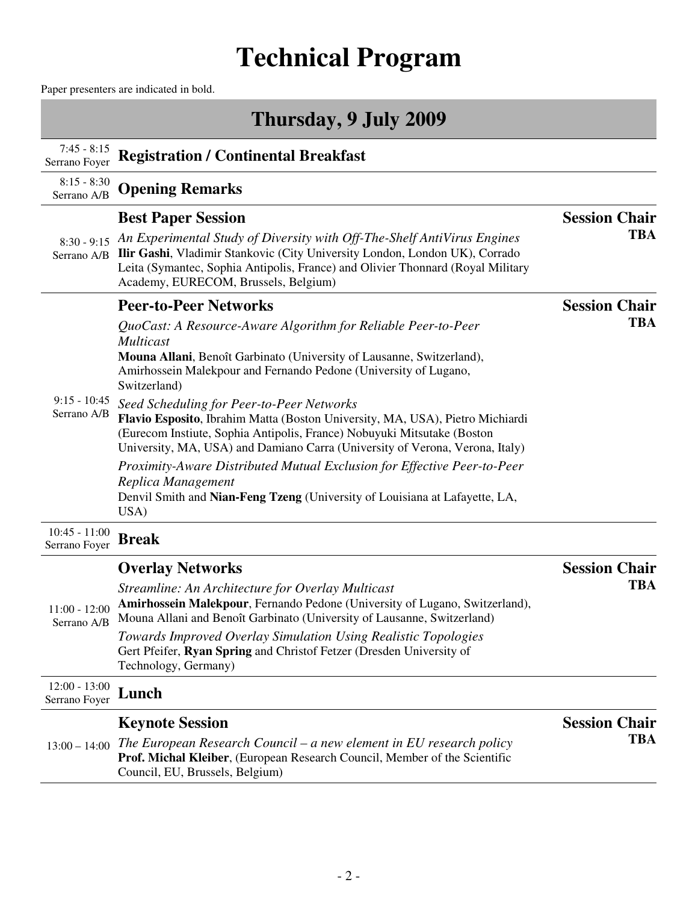# Technical Program

Paper presenters are indicated in bold.

## Thursday, 9 July 2009

| | | |
|---|---|---|
| 7:45 - 8:15<br>Serrano Foyer | **Registration / Continental Breakfast** | |
| 8:15 - 8:30<br>Serrano A/B | **Opening Remarks** | |
| 8:30 - 9:15<br>Serrano A/B | **Best Paper Session**<br>*An Experimental Study of Diversity with Off-The-Shelf AntiVirus Engines*<br>**Ilir Gashi**, Vladimir Stankovic (City University London, London UK), Corrado Leita (Symantec, Sophia Antipolis, France) and Olivier Thonnard (Royal Military Academy, EURECOM, Brussels, Belgium) | **Session Chair**<br>**TBA** |
| 9:15 - 10:45<br>Serrano A/B | **Peer-to-Peer Networks**<br>*QuoCast: A Resource-Aware Algorithm for Reliable Peer-to-Peer Multicast*<br>**Mouna Allani**, Benoît Garbinato (University of Lausanne, Switzerland), Amirhossein Malekpour and Fernando Pedone (University of Lugano, Switzerland)<br>*Seed Scheduling for Peer-to-Peer Networks*<br>**Flavio Esposito**, Ibrahim Matta (Boston University, MA, USA), Pietro Michiardi (Eurecom Instiute, Sophia Antipolis, France) Nobuyuki Mitsutake (Boston University, MA, USA) and Damiano Carra (University of Verona, Verona, Italy)<br>*Proximity-Aware Distributed Mutual Exclusion for Effective Peer-to-Peer Replica Management*<br>Denvil Smith and **Nian-Feng Tzeng** (University of Louisiana at Lafayette, LA, USA) | **Session Chair**<br>**TBA** |
| 10:45 - 11:00<br>Serrano Foyer | **Break** | |
| 11:00 - 12:00<br>Serrano A/B | **Overlay Networks**<br>*Streamline: An Architecture for Overlay Multicast*<br>**Amirhossein Malekpour**, Fernando Pedone (University of Lugano, Switzerland), Mouna Allani and Benoît Garbinato (University of Lausanne, Switzerland)<br>*Towards Improved Overlay Simulation Using Realistic Topologies*<br>Gert Pfeifer, **Ryan Spring** and Christof Fetzer (Dresden University of Technology, Germany) | **Session Chair**<br>**TBA** |
| 12:00 - 13:00<br>Serrano Foyer | **Lunch** | |
| 13:00 – 14:00 | **Keynote Session**<br>*The European Research Council – a new element in EU research policy*<br>**Prof. Michal Kleiber**, (European Research Council, Member of the Scientific Council, EU, Brussels, Belgium) | **Session Chair**<br>**TBA** |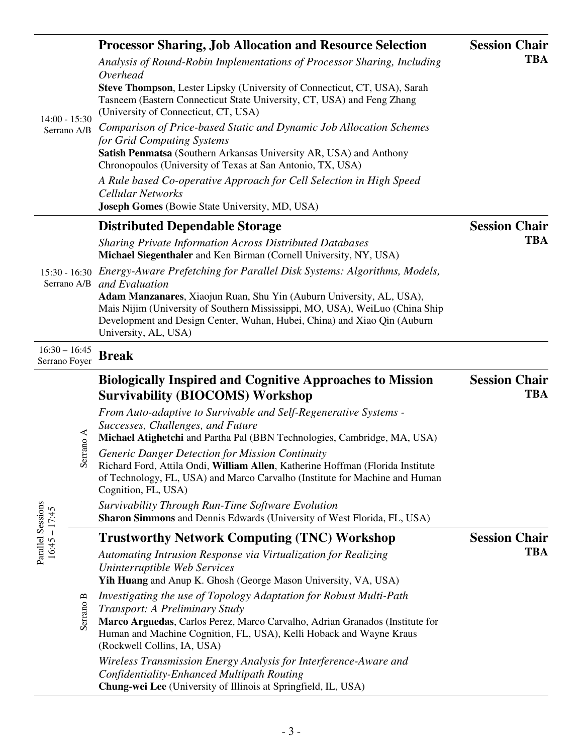**14:00 - 15:30**
**Serrano A/B**

### Processor Sharing, Job Allocation and Resource Selection

**Session Chair**
**TBA**

*Analysis of Round-Robin Implementations of Processor Sharing, Including Overhead*
**Steve Thompson**, Lester Lipsky (University of Connecticut, CT, USA), Sarah Tasneem (Eastern Connecticut State University, CT, USA) and Feng Zhang (University of Connecticut, CT, USA)

*Comparison of Price-based Static and Dynamic Job Allocation Schemes for Grid Computing Systems*
**Satish Penmatsa** (Southern Arkansas University AR, USA) and Anthony Chronopoulos (University of Texas at San Antonio, TX, USA)

*A Rule based Co-operative Approach for Cell Selection in High Speed Cellular Networks*
**Joseph Gomes** (Bowie State University, MD, USA)

---

**15:30 - 16:30**
**Serrano A/B**

### Distributed Dependable Storage

**Session Chair**
**TBA**

*Sharing Private Information Across Distributed Databases*
**Michael Siegenthaler** and Ken Birman (Cornell University, NY, USA)

*Energy-Aware Prefetching for Parallel Disk Systems: Algorithms, Models, and Evaluation*
**Adam Manzanares**, Xiaojun Ruan, Shu Yin (Auburn University, AL, USA), Mais Nijim (University of Southern Mississippi, MO, USA), WeiLuo (China Ship Development and Design Center, Wuhan, Hubei, China) and Xiao Qin (Auburn University, AL, USA)

---

**16:30 – 16:45**
**Serrano Foyer**

### Break

---

**Parallel Sessions 16:45 – 17:45**

**Serrano A**

### Biologically Inspired and Cognitive Approaches to Mission Survivability (BIOCOMS) Workshop

**Session Chair**
**TBA**

*From Auto-adaptive to Survivable and Self-Regenerative Systems - Successes, Challenges, and Future*
**Michael Atighetchi** and Partha Pal (BBN Technologies, Cambridge, MA, USA)

*Generic Danger Detection for Mission Continuity*
Richard Ford, Attila Ondi, **William Allen**, Katherine Hoffman (Florida Institute of Technology, FL, USA) and Marco Carvalho (Institute for Machine and Human Cognition, FL, USA)

*Survivability Through Run-Time Software Evolution*
**Sharon Simmons** and Dennis Edwards (University of West Florida, FL, USA)

**Serrano B**

### Trustworthy Network Computing (TNC) Workshop

**Session Chair**
**TBA**

*Automating Intrusion Response via Virtualization for Realizing Uninterruptible Web Services*
**Yih Huang** and Anup K. Ghosh (George Mason University, VA, USA)

*Investigating the use of Topology Adaptation for Robust Multi-Path Transport: A Preliminary Study*
**Marco Arguedas**, Carlos Perez, Marco Carvalho, Adrian Granados (Institute for Human and Machine Cognition, FL, USA), Kelli Hoback and Wayne Kraus (Rockwell Collins, IA, USA)

*Wireless Transmission Energy Analysis for Interference-Aware and Confidentiality-Enhanced Multipath Routing*
**Chung-wei Lee** (University of Illinois at Springfield, IL, USA)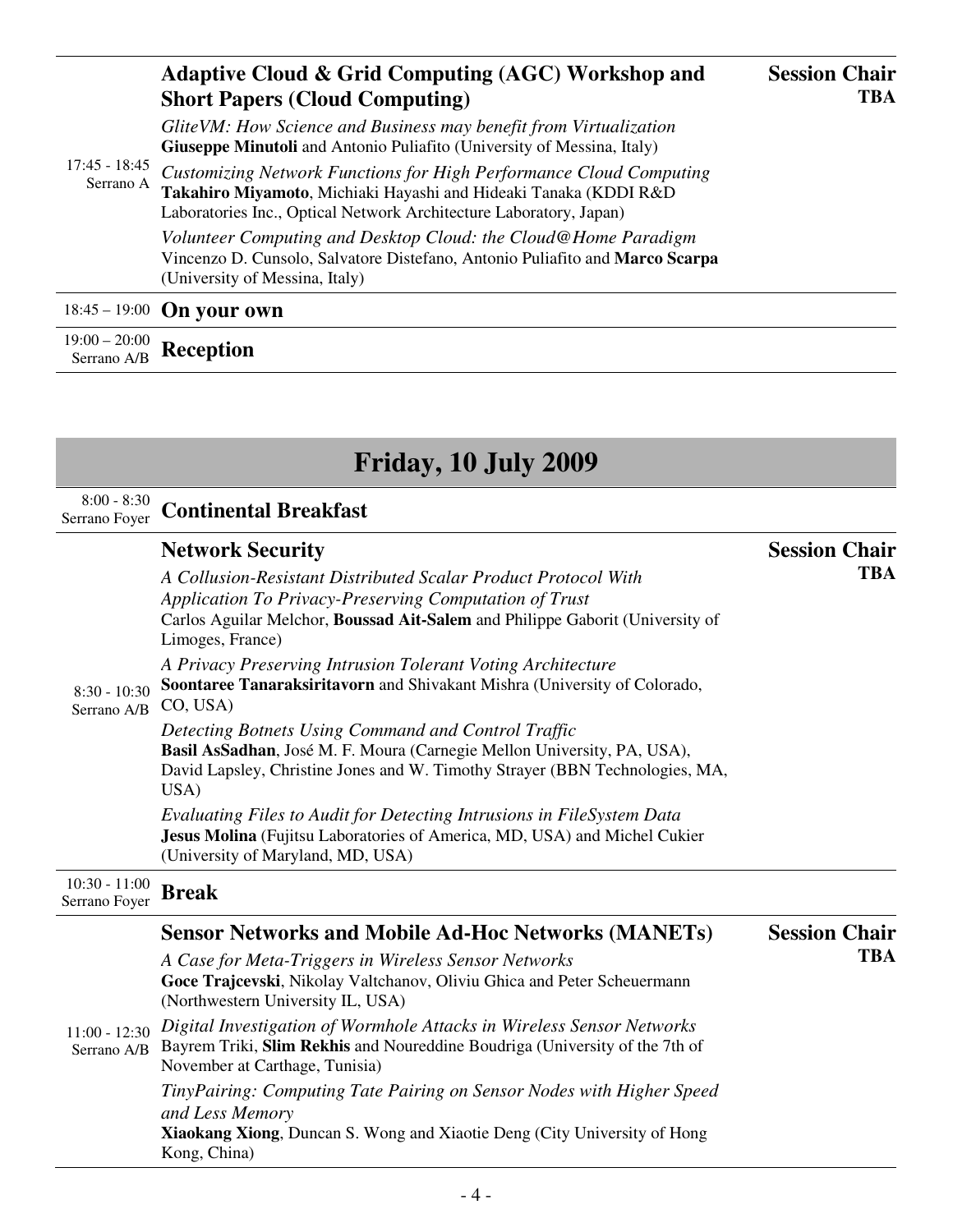| | | |
|---|---|---|
| 17:45 - 18:45<br>Serrano A | **Adaptive Cloud & Grid Computing (AGC) Workshop and Short Papers (Cloud Computing)**<br>*GliteVM: How Science and Business may benefit from Virtualization*<br>**Giuseppe Minutoli** and Antonio Puliafito (University of Messina, Italy)<br>*Customizing Network Functions for High Performance Cloud Computing*<br>**Takahiro Miyamoto**, Michiaki Hayashi and Hideaki Tanaka (KDDI R&D Laboratories Inc., Optical Network Architecture Laboratory, Japan)<br>*Volunteer Computing and Desktop Cloud: the Cloud@Home Paradigm*<br>Vincenzo D. Cunsolo, Salvatore Distefano, Antonio Puliafito and **Marco Scarpa** (University of Messina, Italy) | **Session Chair**<br>**TBA** |
| 18:45 – 19:00 | **On your own** | |
| 19:00 – 20:00<br>Serrano A/B | **Reception** | |

# Friday, 10 July 2009

| | | |
|---|---|---|
| 8:00 - 8:30<br>Serrano Foyer | **Continental Breakfast** | |
| 8:30 - 10:30<br>Serrano A/B | **Network Security**<br>*A Collusion-Resistant Distributed Scalar Product Protocol With Application To Privacy-Preserving Computation of Trust*<br>Carlos Aguilar Melchor, **Boussad Ait-Salem** and Philippe Gaborit (University of Limoges, France)<br>*A Privacy Preserving Intrusion Tolerant Voting Architecture*<br>**Soontaree Tanaraksiritavorn** and Shivakant Mishra (University of Colorado, CO, USA)<br>*Detecting Botnets Using Command and Control Traffic*<br>**Basil AsSadhan**, José M. F. Moura (Carnegie Mellon University, PA, USA), David Lapsley, Christine Jones and W. Timothy Strayer (BBN Technologies, MA, USA)<br>*Evaluating Files to Audit for Detecting Intrusions in FileSystem Data*<br>**Jesus Molina** (Fujitsu Laboratories of America, MD, USA) and Michel Cukier (University of Maryland, MD, USA) | **Session Chair**<br>**TBA** |
| 10:30 - 11:00<br>Serrano Foyer | **Break** | |
| 11:00 - 12:30<br>Serrano A/B | **Sensor Networks and Mobile Ad-Hoc Networks (MANETs)**<br>*A Case for Meta-Triggers in Wireless Sensor Networks*<br>**Goce Trajcevski**, Nikolay Valtchanov, Oliviu Ghica and Peter Scheuermann (Northwestern University IL, USA)<br>*Digital Investigation of Wormhole Attacks in Wireless Sensor Networks*<br>Bayrem Triki, **Slim Rekhis** and Noureddine Boudriga (University of the 7th of November at Carthage, Tunisia)<br>*TinyPairing: Computing Tate Pairing on Sensor Nodes with Higher Speed and Less Memory*<br>**Xiaokang Xiong**, Duncan S. Wong and Xiaotie Deng (City University of Hong Kong, China) | **Session Chair**<br>**TBA** |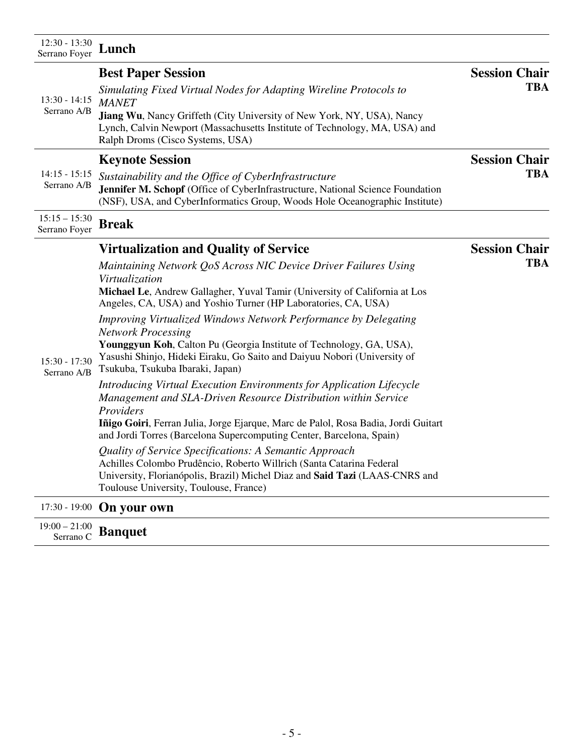| | | |
|---|---|---|
| 12:30 - 13:30<br>Serrano Foyer | **Lunch** | |
| 13:30 - 14:15<br>Serrano A/B | **Best Paper Session**<br>*Simulating Fixed Virtual Nodes for Adapting Wireline Protocols to MANET*<br>**Jiang Wu**, Nancy Griffeth (City University of New York, NY, USA), Nancy Lynch, Calvin Newport (Massachusetts Institute of Technology, MA, USA) and Ralph Droms (Cisco Systems, USA) | **Session Chair**<br>**TBA** |
| 14:15 - 15:15<br>Serrano A/B | **Keynote Session**<br>*Sustainability and the Office of CyberInfrastructure*<br>**Jennifer M. Schopf** (Office of CyberInfrastructure, National Science Foundation (NSF), USA, and CyberInformatics Group, Woods Hole Oceanographic Institute) | **Session Chair**<br>**TBA** |
| 15:15 – 15:30<br>Serrano Foyer | **Break** | |
| 15:30 - 17:30<br>Serrano A/B | **Virtualization and Quality of Service**<br>*Maintaining Network QoS Across NIC Device Driver Failures Using Virtualization*<br>**Michael Le**, Andrew Gallagher, Yuval Tamir (University of California at Los Angeles, CA, USA) and Yoshio Turner (HP Laboratories, CA, USA)<br>*Improving Virtualized Windows Network Performance by Delegating Network Processing*<br>**Younggyun Koh**, Calton Pu (Georgia Institute of Technology, GA, USA), Yasushi Shinjo, Hideki Eiraku, Go Saito and Daiyuu Nobori (University of Tsukuba, Tsukuba Ibaraki, Japan)<br>*Introducing Virtual Execution Environments for Application Lifecycle Management and SLA-Driven Resource Distribution within Service Providers*<br>**Iñigo Goiri**, Ferran Julia, Jorge Ejarque, Marc de Palol, Rosa Badia, Jordi Guitart and Jordi Torres (Barcelona Supercomputing Center, Barcelona, Spain)<br>*Quality of Service Specifications: A Semantic Approach*<br>Achilles Colombo Prudêncio, Roberto Willrich (Santa Catarina Federal University, Florianópolis, Brazil) Michel Diaz and **Said Tazi** (LAAS-CNRS and Toulouse University, Toulouse, France) | **Session Chair**<br>**TBA** |
| 17:30 - 19:00 | **On your own** | |
| 19:00 – 21:00<br>Serrano C | **Banquet** | |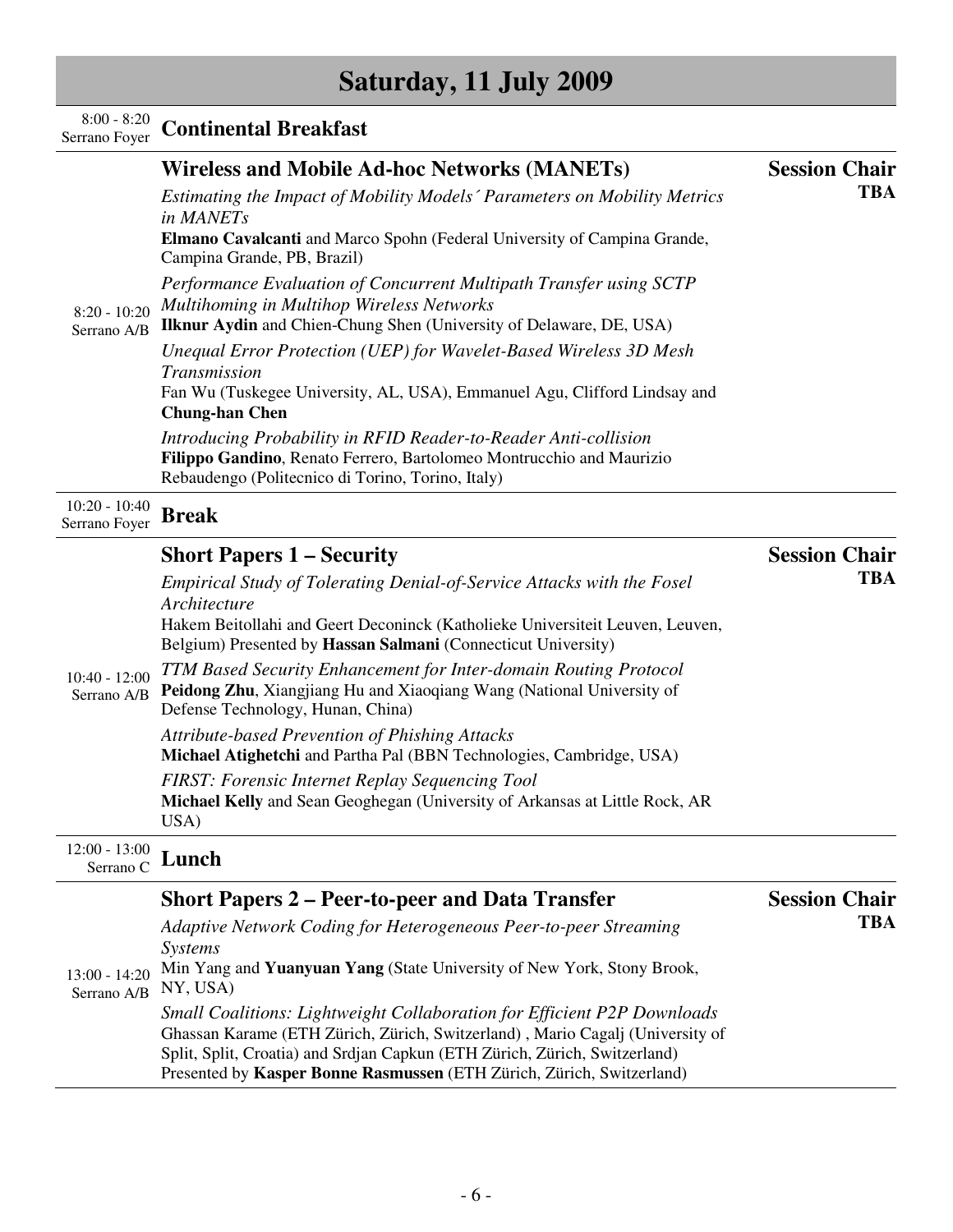# Saturday, 11 July 2009

8:00 - 8:20
Serrano Foyer

## Continental Breakfast

8:20 - 10:20
Serrano A/B

## Wireless and Mobile Ad-hoc Networks (MANETs)

**Session Chair**
**TBA**

*Estimating the Impact of Mobility Models´ Parameters on Mobility Metrics in MANETs*
**Elmano Cavalcanti** and Marco Spohn (Federal University of Campina Grande, Campina Grande, PB, Brazil)

*Performance Evaluation of Concurrent Multipath Transfer using SCTP Multihoming in Multihop Wireless Networks*
**Ilknur Aydin** and Chien-Chung Shen (University of Delaware, DE, USA)

*Unequal Error Protection (UEP) for Wavelet-Based Wireless 3D Mesh Transmission*
Fan Wu (Tuskegee University, AL, USA), Emmanuel Agu, Clifford Lindsay and **Chung-han Chen**

*Introducing Probability in RFID Reader-to-Reader Anti-collision*
**Filippo Gandino**, Renato Ferrero, Bartolomeo Montrucchio and Maurizio Rebaudengo (Politecnico di Torino, Torino, Italy)

10:20 - 10:40
Serrano Foyer

## Break

10:40 - 12:00
Serrano A/B

## Short Papers 1 – Security

**Session Chair**
**TBA**

*Empirical Study of Tolerating Denial-of-Service Attacks with the Fosel Architecture*
Hakem Beitollahi and Geert Deconinck (Katholieke Universiteit Leuven, Leuven, Belgium) Presented by **Hassan Salmani** (Connecticut University)

*TTM Based Security Enhancement for Inter-domain Routing Protocol*
**Peidong Zhu**, Xiangjiang Hu and Xiaoqiang Wang (National University of Defense Technology, Hunan, China)

*Attribute-based Prevention of Phishing Attacks*
**Michael Atighetchi** and Partha Pal (BBN Technologies, Cambridge, USA)

*FIRST: Forensic Internet Replay Sequencing Tool*
**Michael Kelly** and Sean Geoghegan (University of Arkansas at Little Rock, AR USA)

12:00 - 13:00
Serrano C

## Lunch

13:00 - 14:20
Serrano A/B

## Short Papers 2 – Peer-to-peer and Data Transfer

**Session Chair**
**TBA**

*Adaptive Network Coding for Heterogeneous Peer-to-peer Streaming Systems*
Min Yang and **Yuanyuan Yang** (State University of New York, Stony Brook, NY, USA)

*Small Coalitions: Lightweight Collaboration for Efficient P2P Downloads*
Ghassan Karame (ETH Zürich, Zürich, Switzerland) , Mario Cagalj (University of Split, Split, Croatia) and Srdjan Capkun (ETH Zürich, Zürich, Switzerland) Presented by **Kasper Bonne Rasmussen** (ETH Zürich, Zürich, Switzerland)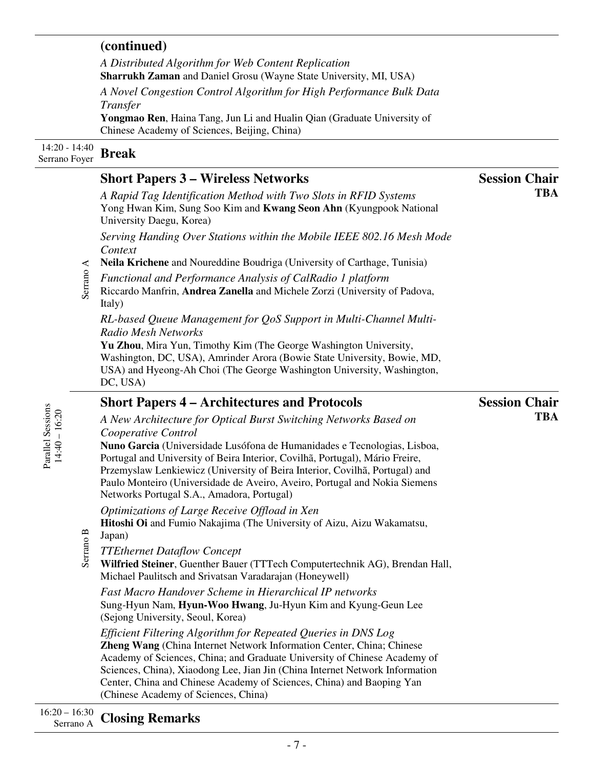**(continued)**

*A Distributed Algorithm for Web Content Replication*
**Sharrukh Zaman** and Daniel Grosu (Wayne State University, MI, USA)

*A Novel Congestion Control Algorithm for High Performance Bulk Data Transfer*
**Yongmao Ren**, Haina Tang, Jun Li and Hualin Qian (Graduate University of Chinese Academy of Sciences, Beijing, China)

14:20 - 14:40
Serrano Foyer

## Break

Parallel Sessions 14:40 – 16:20

Serrano A

### Short Papers 3 – Wireless Networks

**Session Chair**
**TBA**

*A Rapid Tag Identification Method with Two Slots in RFID Systems*
Yong Hwan Kim, Sung Soo Kim and **Kwang Seon Ahn** (Kyungpook National University Daegu, Korea)

*Serving Handing Over Stations within the Mobile IEEE 802.16 Mesh Mode Context*
**Neila Krichene** and Noureddine Boudriga (University of Carthage, Tunisia)

*Functional and Performance Analysis of CalRadio 1 platform*
Riccardo Manfrin, **Andrea Zanella** and Michele Zorzi (University of Padova, Italy)

*RL-based Queue Management for QoS Support in Multi-Channel Multi-Radio Mesh Networks*
**Yu Zhou**, Mira Yun, Timothy Kim (The George Washington University, Washington, DC, USA), Amrinder Arora (Bowie State University, Bowie, MD, USA) and Hyeong-Ah Choi (The George Washington University, Washington, DC, USA)

Serrano B

### Short Papers 4 – Architectures and Protocols

**Session Chair**
**TBA**

*A New Architecture for Optical Burst Switching Networks Based on Cooperative Control*
**Nuno Garcia** (Universidade Lusófona de Humanidades e Tecnologias, Lisboa, Portugal and University of Beira Interior, Covilhã, Portugal), Mário Freire, Przemyslaw Lenkiewicz (University of Beira Interior, Covilhã, Portugal) and Paulo Monteiro (Universidade de Aveiro, Aveiro, Portugal and Nokia Siemens Networks Portugal S.A., Amadora, Portugal)

*Optimizations of Large Receive Offload in Xen*
**Hitoshi Oi** and Fumio Nakajima (The University of Aizu, Aizu Wakamatsu, Japan)

*TTEthernet Dataflow Concept*
**Wilfried Steiner**, Guenther Bauer (TTTech Computertechnik AG), Brendan Hall, Michael Paulitsch and Srivatsan Varadarajan (Honeywell)

*Fast Macro Handover Scheme in Hierarchical IP networks*
Sung-Hyun Nam, **Hyun-Woo Hwang**, Ju-Hyun Kim and Kyung-Geun Lee (Sejong University, Seoul, Korea)

*Efficient Filtering Algorithm for Repeated Queries in DNS Log*
**Zheng Wang** (China Internet Network Information Center, China; Chinese Academy of Sciences, China; and Graduate University of Chinese Academy of Sciences, China), Xiaodong Lee, Jian Jin (China Internet Network Information Center, China and Chinese Academy of Sciences, China) and Baoping Yan (Chinese Academy of Sciences, China)

16:20 – 16:30
Serrano A

## Closing Remarks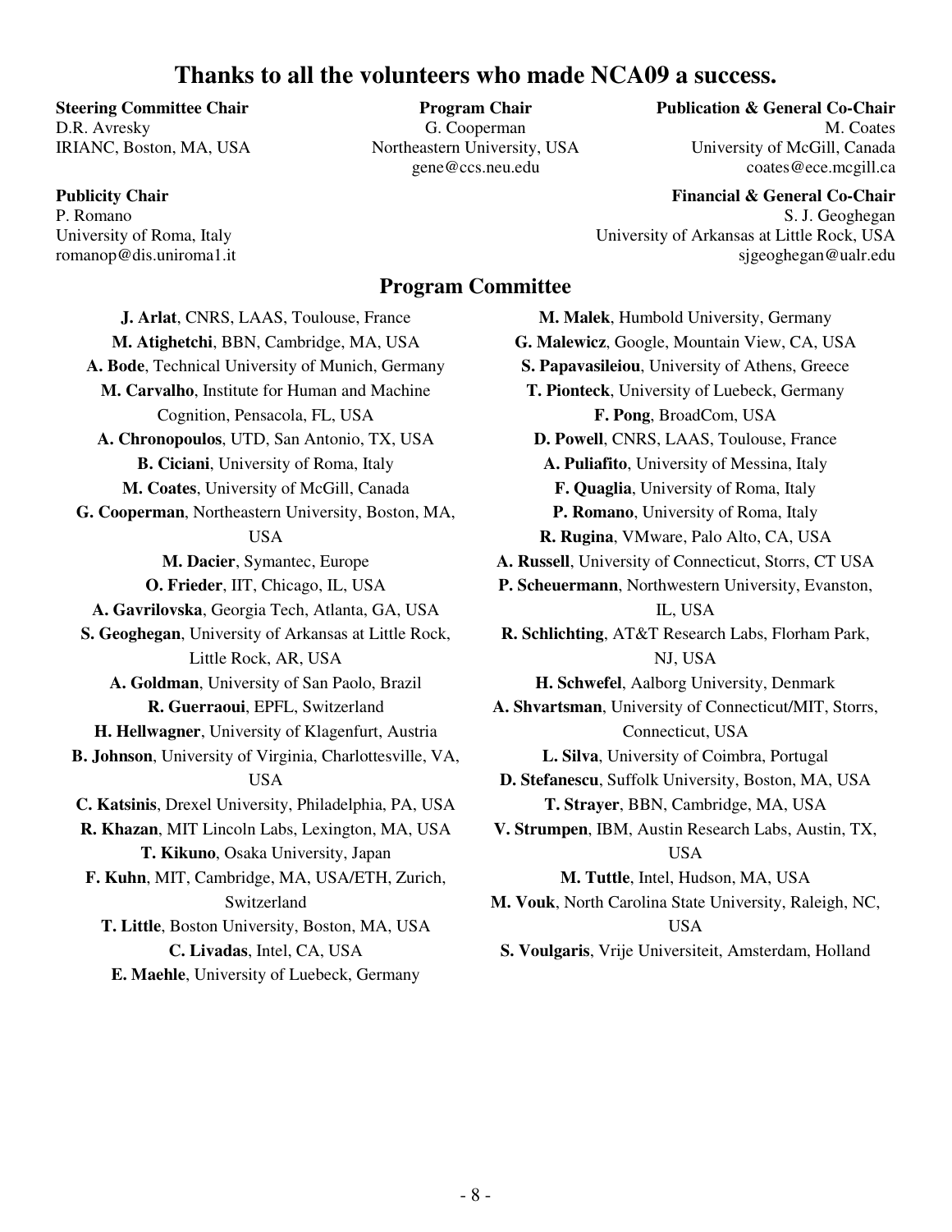# Thanks to all the volunteers who made NCA09 a success.

**Steering Committee Chair**
D.R. Avresky
IRIANC, Boston, MA, USA

**Program Chair**
G. Cooperman
Northeastern University, USA
gene@ccs.neu.edu

**Publication & General Co-Chair**
M. Coates
University of McGill, Canada
coates@ece.mcgill.ca

**Publicity Chair**
P. Romano
University of Roma, Italy
romanop@dis.uniroma1.it

**Financial & General Co-Chair**
S. J. Geoghegan
University of Arkansas at Little Rock, USA
sjgeoghegan@ualr.edu

## Program Committee

**J. Arlat**, CNRS, LAAS, Toulouse, France
**M. Atighetchi**, BBN, Cambridge, MA, USA
**A. Bode**, Technical University of Munich, Germany
**M. Carvalho**, Institute for Human and Machine Cognition, Pensacola, FL, USA
**A. Chronopoulos**, UTD, San Antonio, TX, USA
**B. Ciciani**, University of Roma, Italy
**M. Coates**, University of McGill, Canada
**G. Cooperman**, Northeastern University, Boston, MA, USA
**M. Dacier**, Symantec, Europe
**O. Frieder**, IIT, Chicago, IL, USA
**A. Gavrilovska**, Georgia Tech, Atlanta, GA, USA
**S. Geoghegan**, University of Arkansas at Little Rock, Little Rock, AR, USA
**A. Goldman**, University of San Paolo, Brazil
**R. Guerraoui**, EPFL, Switzerland
**H. Hellwagner**, University of Klagenfurt, Austria
**B. Johnson**, University of Virginia, Charlottesville, VA, USA
**C. Katsinis**, Drexel University, Philadelphia, PA, USA
**R. Khazan**, MIT Lincoln Labs, Lexington, MA, USA
**T. Kikuno**, Osaka University, Japan
**F. Kuhn**, MIT, Cambridge, MA, USA/ETH, Zurich, Switzerland
**T. Little**, Boston University, Boston, MA, USA
**C. Livadas**, Intel, CA, USA
**E. Maehle**, University of Luebeck, Germany
**M. Malek**, Humbold University, Germany
**G. Malewicz**, Google, Mountain View, CA, USA
**S. Papavasileiou**, University of Athens, Greece
**T. Pionteck**, University of Luebeck, Germany
**F. Pong**, BroadCom, USA
**D. Powell**, CNRS, LAAS, Toulouse, France
**A. Puliafito**, University of Messina, Italy
**F. Quaglia**, University of Roma, Italy
**P. Romano**, University of Roma, Italy
**R. Rugina**, VMware, Palo Alto, CA, USA
**A. Russell**, University of Connecticut, Storrs, CT USA
**P. Scheuermann**, Northwestern University, Evanston, IL, USA
**R. Schlichting**, AT&T Research Labs, Florham Park, NJ, USA
**H. Schwefel**, Aalborg University, Denmark
**A. Shvartsman**, University of Connecticut/MIT, Storrs, Connecticut, USA
**L. Silva**, University of Coimbra, Portugal
**D. Stefanescu**, Suffolk University, Boston, MA, USA
**T. Strayer**, BBN, Cambridge, MA, USA
**V. Strumpen**, IBM, Austin Research Labs, Austin, TX, USA
**M. Tuttle**, Intel, Hudson, MA, USA
**M. Vouk**, North Carolina State University, Raleigh, NC, USA
**S. Voulgaris**, Vrije Universiteit, Amsterdam, Holland